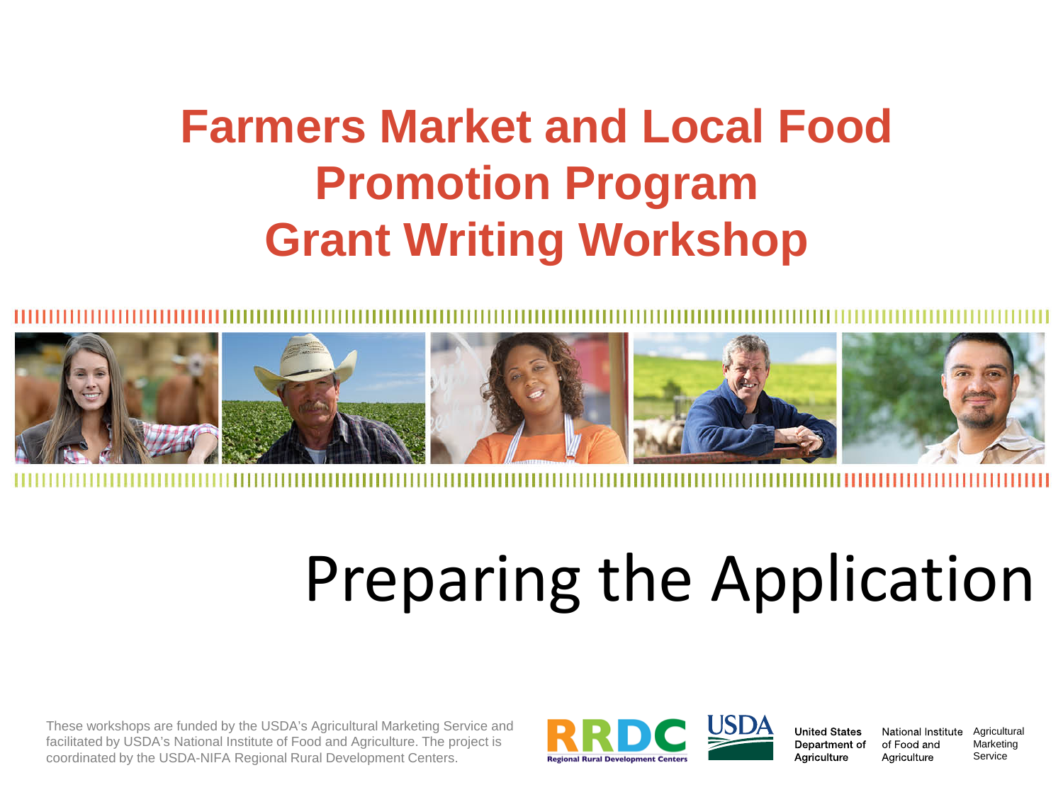# Farmers Market and Local Food Promotion Program Grant Writing Workshop

## Preparing the Application

These workshops are funded by the USDA's Agricultural Marketing Service and facilitated by USDA's National Institute of Food and Agriculture. The project is coordinated by the USDA-NIFA Regional Rural Development Centers.

RRDC Regional Rural Development Centers

USDA United States Department of Agriculture

National Institute of Food and Agriculture

Agricultural Marketing Service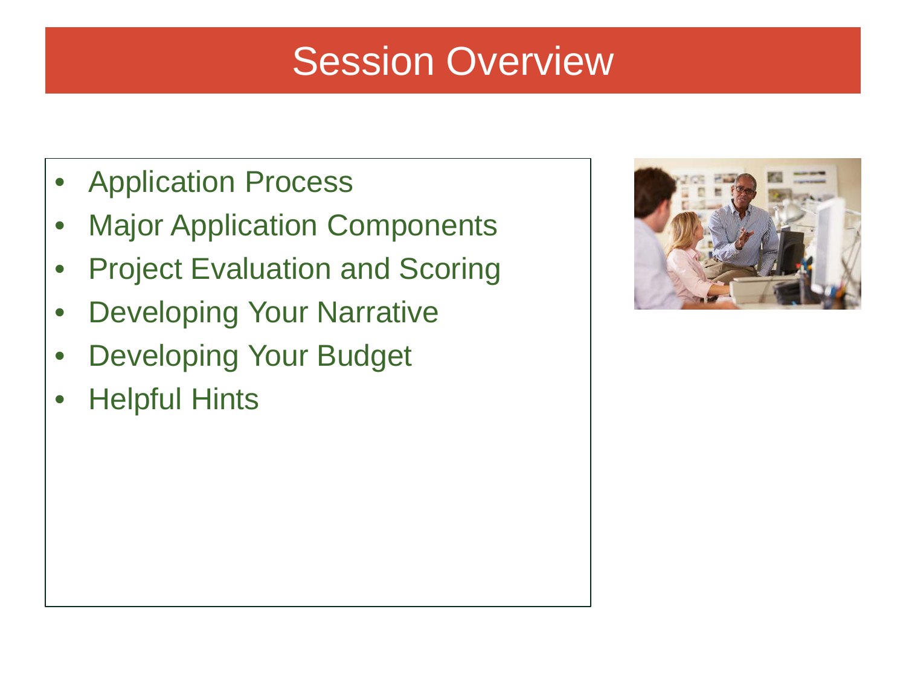# Session Overview

- Application Process
- Major Application Components
- Project Evaluation and Scoring
- Developing Your Narrative
- Developing Your Budget
- Helpful Hints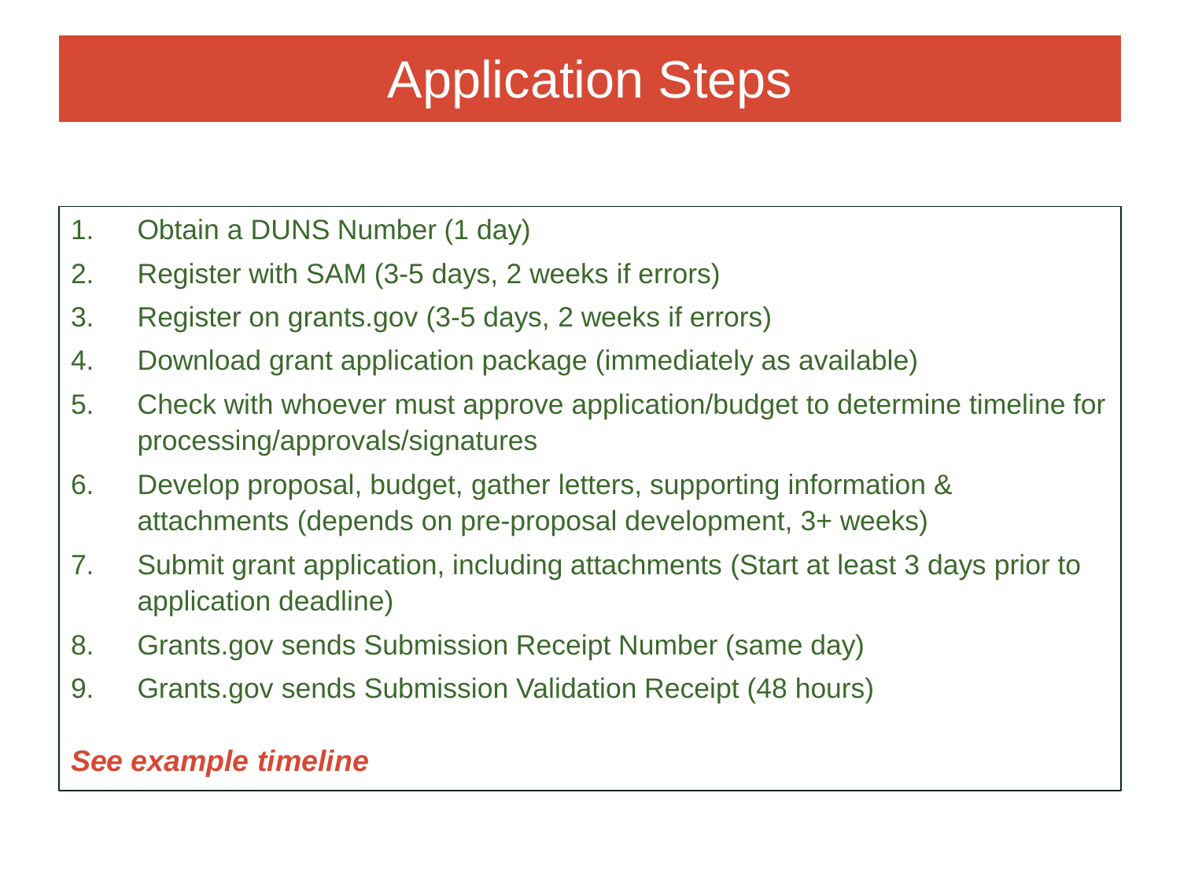# Application Steps

1. Obtain a DUNS Number (1 day)
2. Register with SAM (3-5 days, 2 weeks if errors)
3. Register on grants.gov (3-5 days, 2 weeks if errors)
4. Download grant application package (immediately as available)
5. Check with whoever must approve application/budget to determine timeline for processing/approvals/signatures
6. Develop proposal, budget, gather letters, supporting information & attachments (depends on pre-proposal development, 3+ weeks)
7. Submit grant application, including attachments (Start at least 3 days prior to application deadline)
8. Grants.gov sends Submission Receipt Number (same day)
9. Grants.gov sends Submission Validation Receipt (48 hours)

***See example timeline***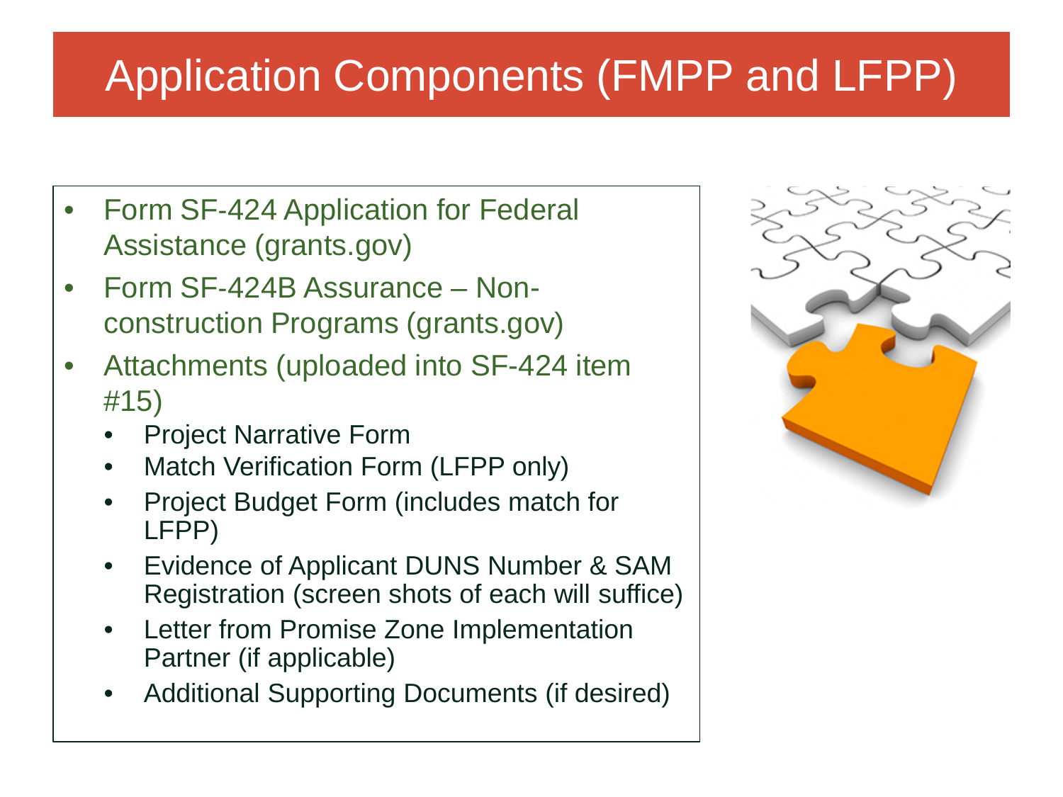# Application Components (FMPP and LFPP)

- Form SF-424 Application for Federal Assistance (grants.gov)
- Form SF-424B Assurance – Non-construction Programs (grants.gov)
- Attachments (uploaded into SF-424 item #15)
  - Project Narrative Form
  - Match Verification Form (LFPP only)
  - Project Budget Form (includes match for LFPP)
  - Evidence of Applicant DUNS Number & SAM Registration (screen shots of each will suffice)
  - Letter from Promise Zone Implementation Partner (if applicable)
  - Additional Supporting Documents (if desired)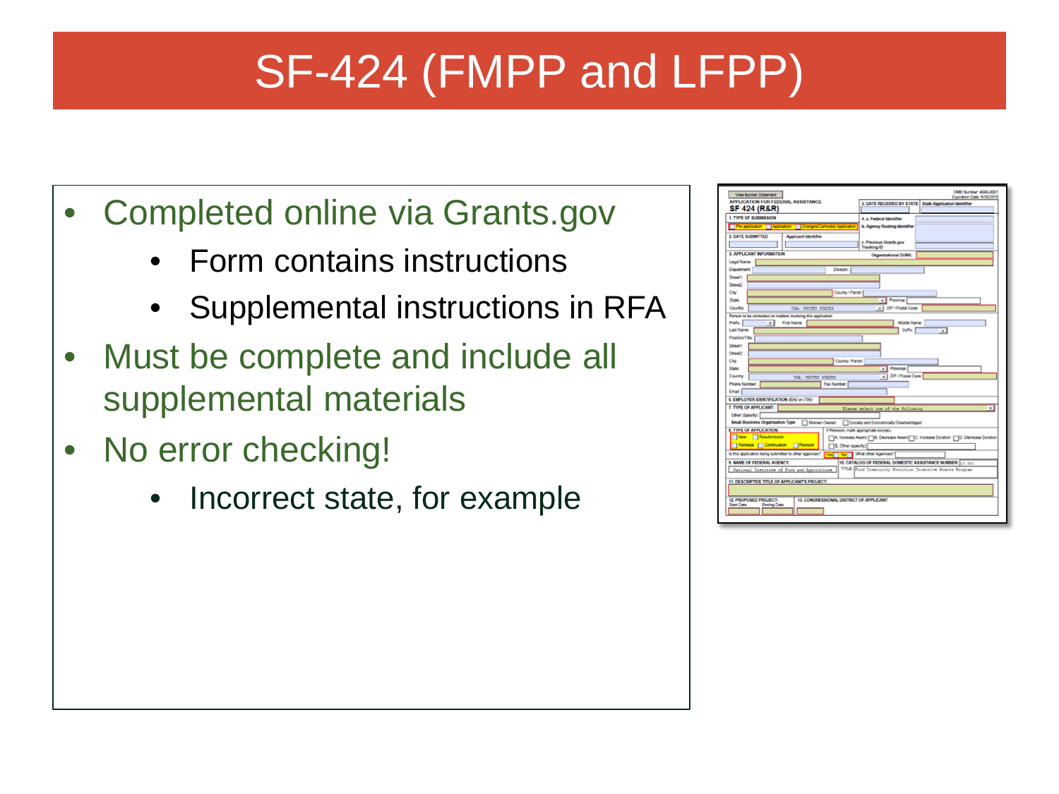# SF-424 (FMPP and LFPP)

- Completed online via Grants.gov
  - Form contains instructions
  - Supplemental instructions in RFA
- Must be complete and include all supplemental materials
- No error checking!
  - Incorrect state, for example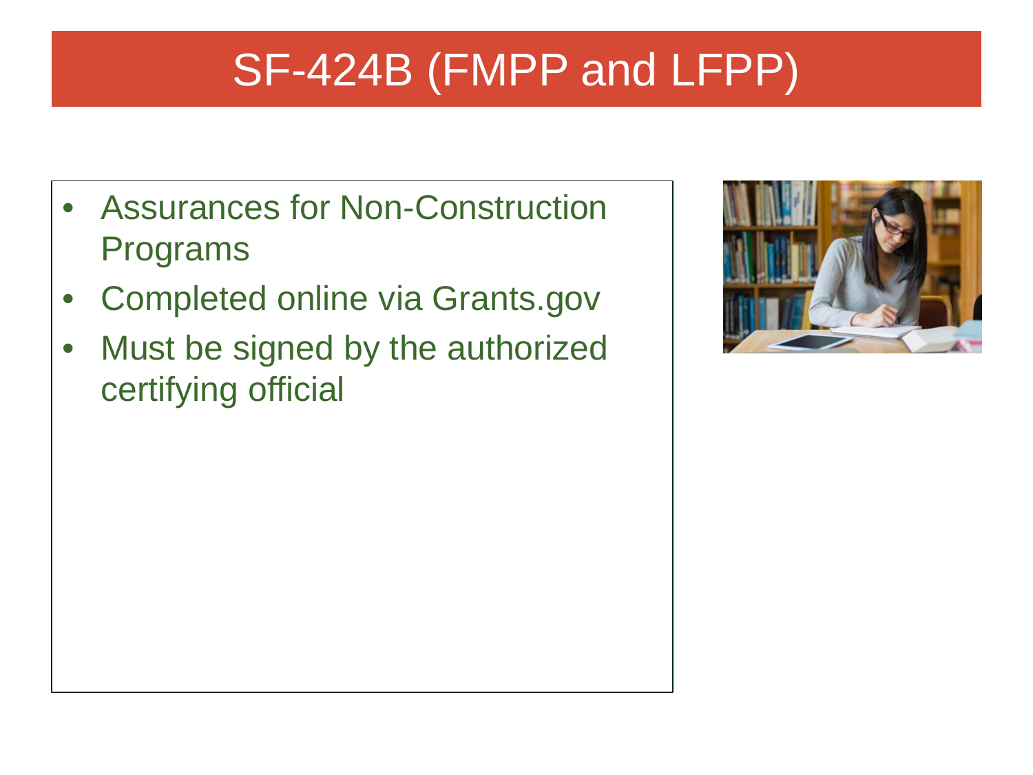# SF-424B (FMPP and LFPP)

- Assurances for Non-Construction Programs
- Completed online via Grants.gov
- Must be signed by the authorized certifying official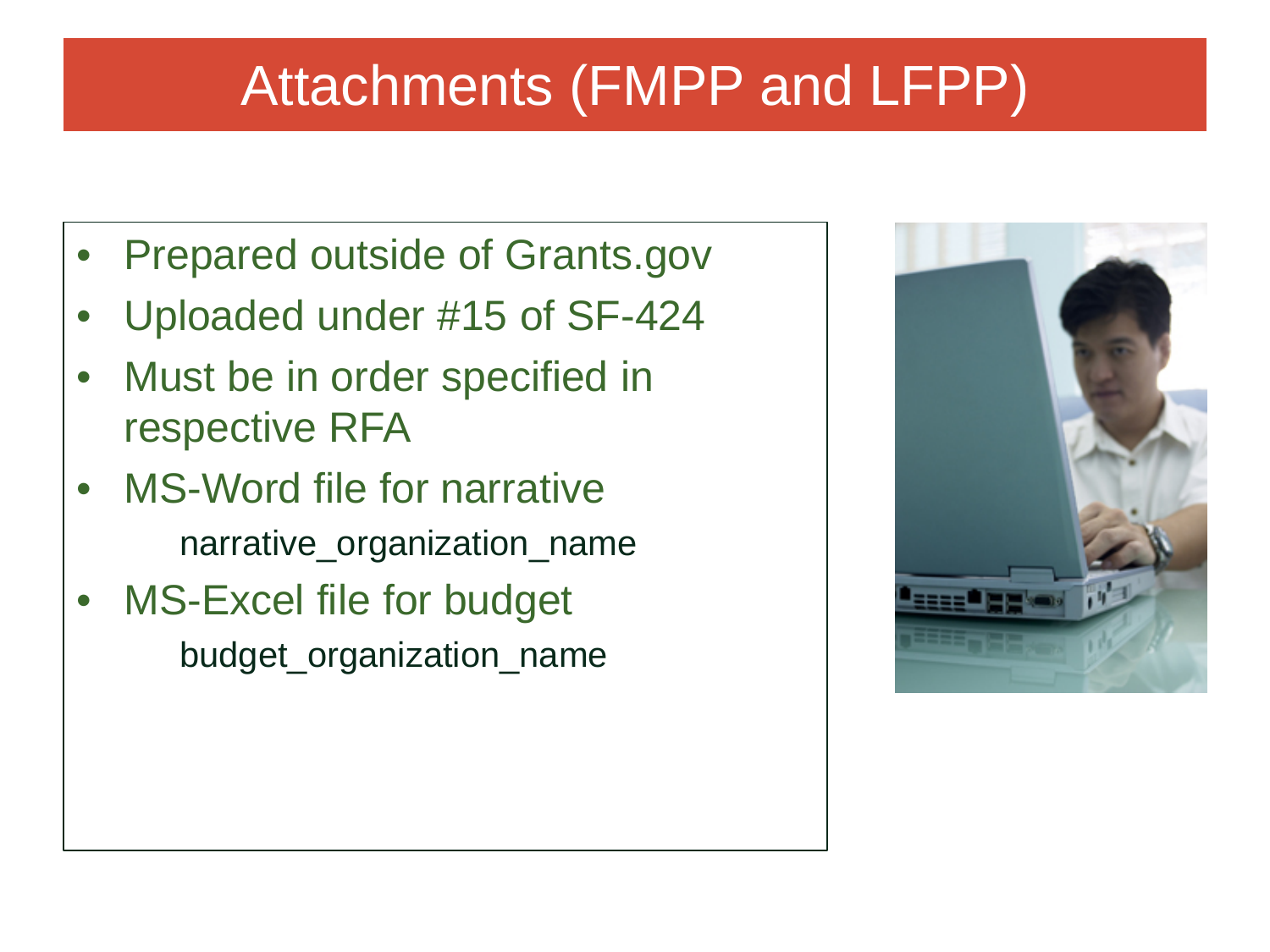# Attachments (FMPP and LFPP)

- Prepared outside of Grants.gov
- Uploaded under #15 of SF-424
- Must be in order specified in respective RFA
- MS-Word file for narrative
  - narrative_organization_name
- MS-Excel file for budget
  - budget_organization_name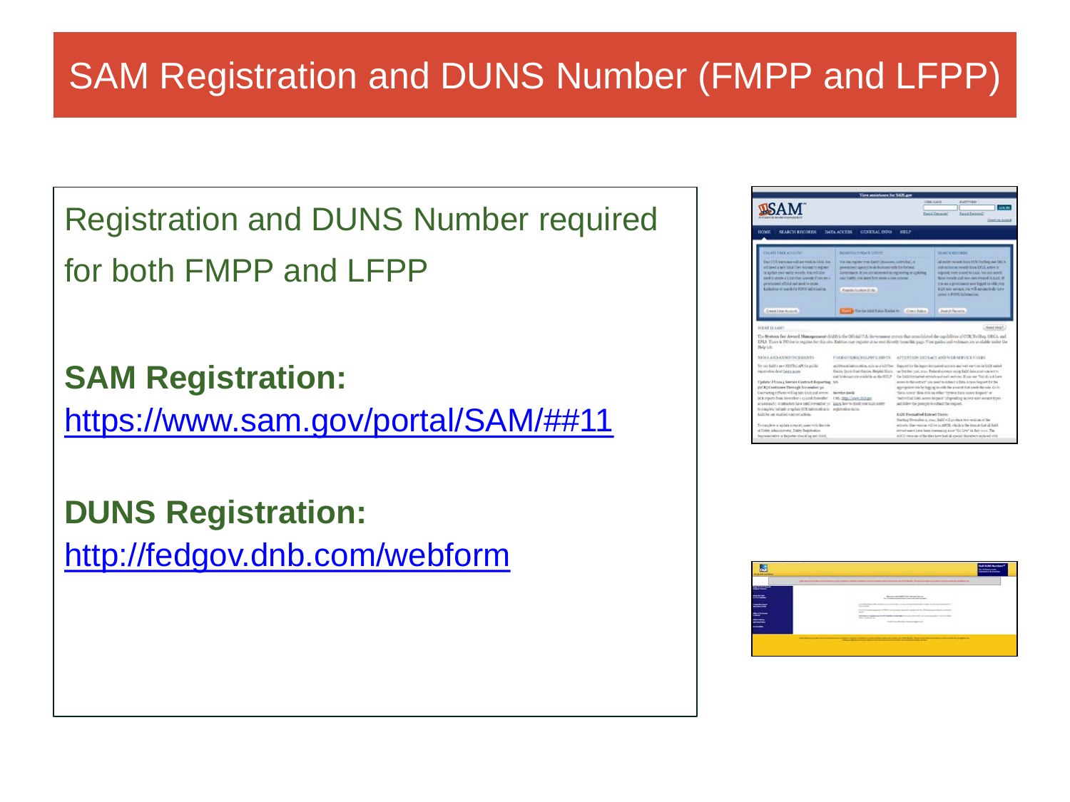# SAM Registration and DUNS Number (FMPP and LFPP)

Registration and DUNS Number required for both FMPP and LFPP

**SAM Registration:**
https://www.sam.gov/portal/SAM/##11

**DUNS Registration:**
http://fedgov.dnb.com/webform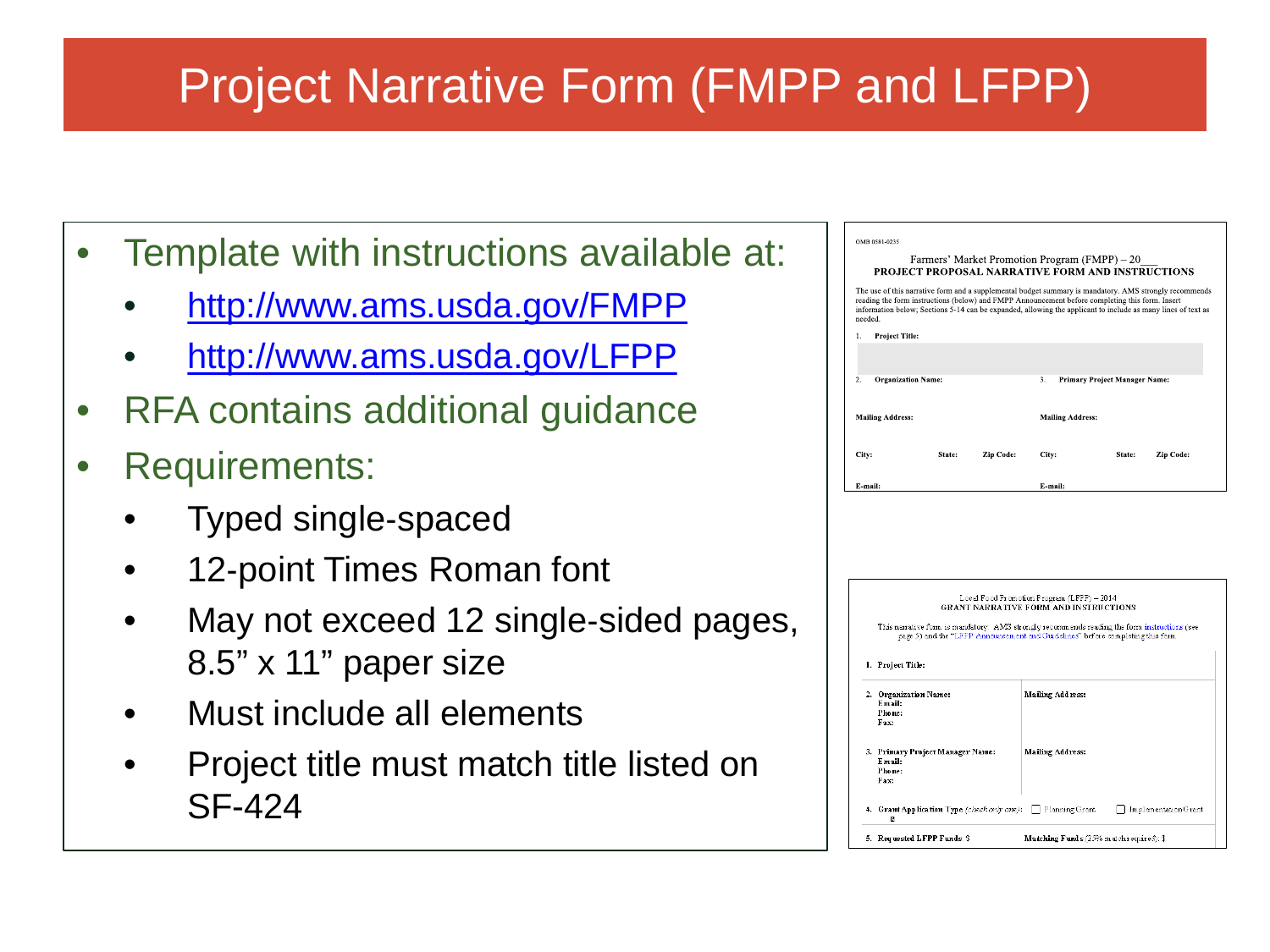# Project Narrative Form (FMPP and LFPP)

- Template with instructions available at:
  - http://www.ams.usda.gov/FMPP
  - http://www.ams.usda.gov/LFPP
- RFA contains additional guidance
- Requirements:
  - Typed single-spaced
  - 12-point Times Roman font
  - May not exceed 12 single-sided pages, 8.5" x 11" paper size
  - Must include all elements
  - Project title must match title listed on SF-424

OMB 0581-0235

Farmers' Market Promotion Program (FMPP) – 20___
**PROJECT PROPOSAL NARRATIVE FORM AND INSTRUCTIONS**

The use of this narrative form and a supplemental budget summary is mandatory. AMS strongly recommends reading the form instructions (below) and FMPP Announcement before completing this form. Insert information below; Sections 5-14 can be expanded, allowing the applicant to include as many lines of text as needed.

1. **Project Title:**

2. **Organization Name:** 3. **Primary Project Manager Name:**

**Mailing Address:** **Mailing Address:**

**City:** **State:** **Zip Code:** **City:** **State:** **Zip Code:**

**E-mail:** **E-mail:**

Local Food Promotion Program (LFPP) – 2014
GRANT NARRATIVE FORM AND INSTRUCTIONS

This narrative form is mandatory. AMS strongly recommends reading the form instructions (see page 5) and the "LFPP Announcement and Guidelines" before completing this form.

1. **Project Title:**

2. **Organization Name:** **Mailing Address:**
   **Email:**
   **Phone:**
   **Fax:**

3. **Primary Project Manager Name:** **Mailing Address:**
   **Email:**
   **Phone:**
   **Fax:**

4. **Grant Application Type** (*check only one*): ☐ Planning Grant ☐ Implementation Grant

5. **Requested LFPP Funds:** $ **Matching Funds** (25% match required): $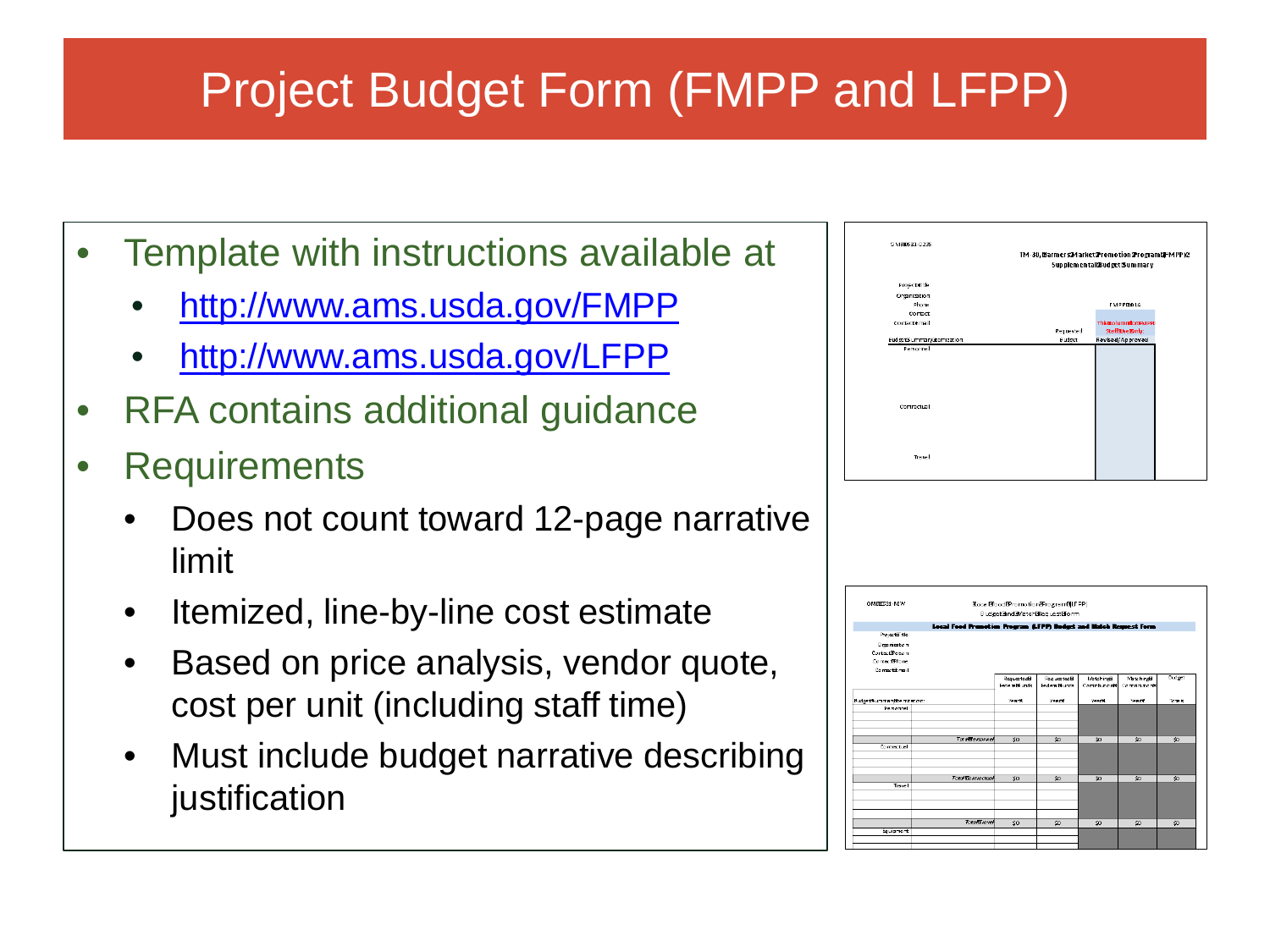# Project Budget Form (FMPP and LFPP)

- Template with instructions available at
  - http://www.ams.usda.gov/FMPP
  - http://www.ams.usda.gov/LFPP
- RFA contains additional guidance
- Requirements
  - Does not count toward 12-page narrative limit
  - Itemized, line-by-line cost estimate
  - Based on price analysis, vendor quote, cost per unit (including staff time)
  - Must include budget narrative describing justification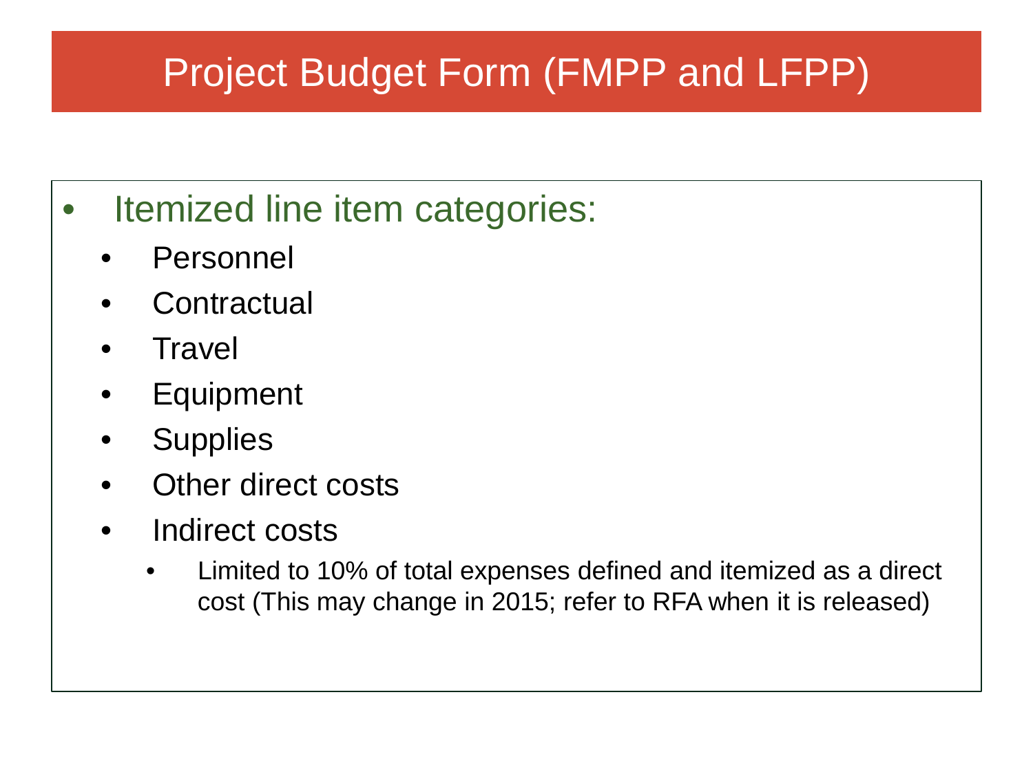# Project Budget Form (FMPP and LFPP)

- Itemized line item categories:
  - Personnel
  - Contractual
  - Travel
  - Equipment
  - Supplies
  - Other direct costs
  - Indirect costs
    - Limited to 10% of total expenses defined and itemized as a direct cost (This may change in 2015; refer to RFA when it is released)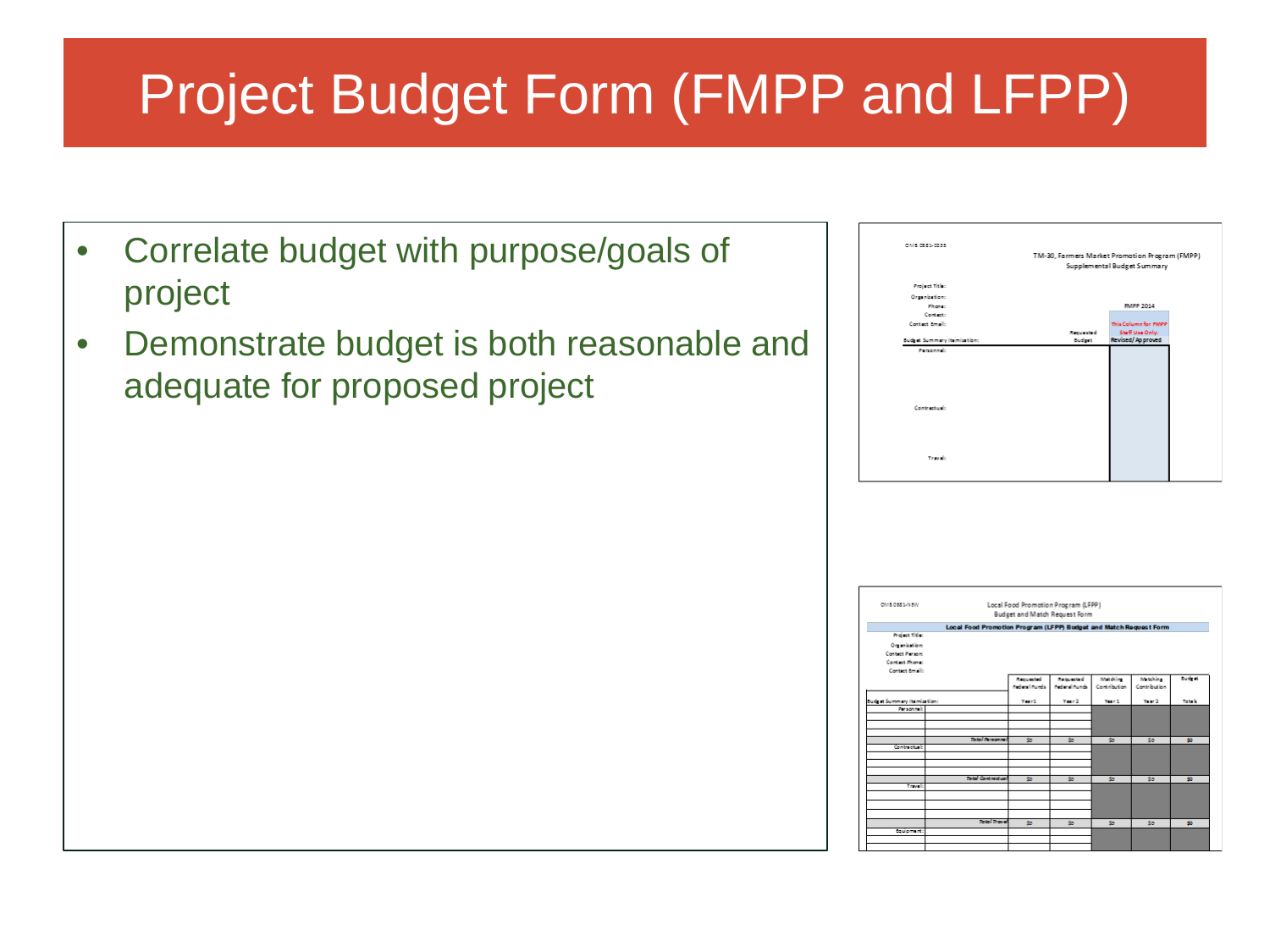# Project Budget Form (FMPP and LFPP)

- Correlate budget with purpose/goals of project
- Demonstrate budget is both reasonable and adequate for proposed project

OMB 0581-0235

TM-30, Farmers Market Promotion Program (FMPP)
Supplemental Budget Summary

| | | Requested Budget | FMPP 2014 This Column for FMPP Staff Use Only: Revised/Approved |
|---|---|---|---|
| Project Title: | | | |
| Organization: | | | |
| Phone: | | | |
| Contact: | | | |
| Contact Email: | | | |
| Budget Summary Itemization: | | | |
| Personnel: | | | |
| Contractual: | | | |
| Travel: | | | |

OMB 0581-NEW

Local Food Promotion Program (LFPP)
Budget and Match Request Form

**Local Food Promotion Program (LFPP) Budget and Match Request Form**

Project Title:
Organization:
Contact Person:
Contact Phone:
Contact Email:

| Budget Summary Itemization: | | Requested Federal Funds Year 1 | Requested Federal Funds Year 2 | Matching Contribution Year 1 | Matching Contribution Year 2 | Budget Totals |
|---|---|---|---|---|---|---|
| Personnel: | | | | | | |
| | *Total Personnel* | $0 | $0 | $0 | $0 | $0 |
| Contractual: | | | | | | |
| | *Total Contractual* | $0 | $0 | $0 | $0 | $0 |
| Travel: | | | | | | |
| | *Total Travel* | $0 | $0 | $0 | $0 | $0 |
| Equipment: | | | | | | |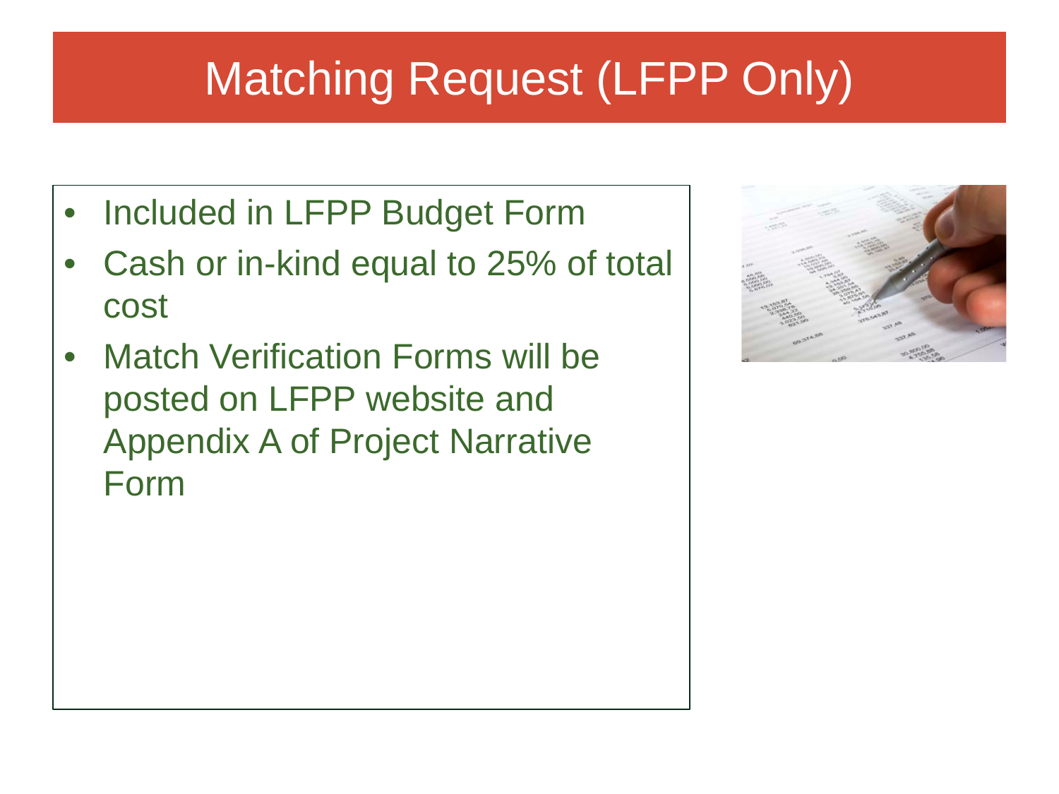# Matching Request (LFPP Only)

- Included in LFPP Budget Form
- Cash or in-kind equal to 25% of total cost
- Match Verification Forms will be posted on LFPP website and Appendix A of Project Narrative Form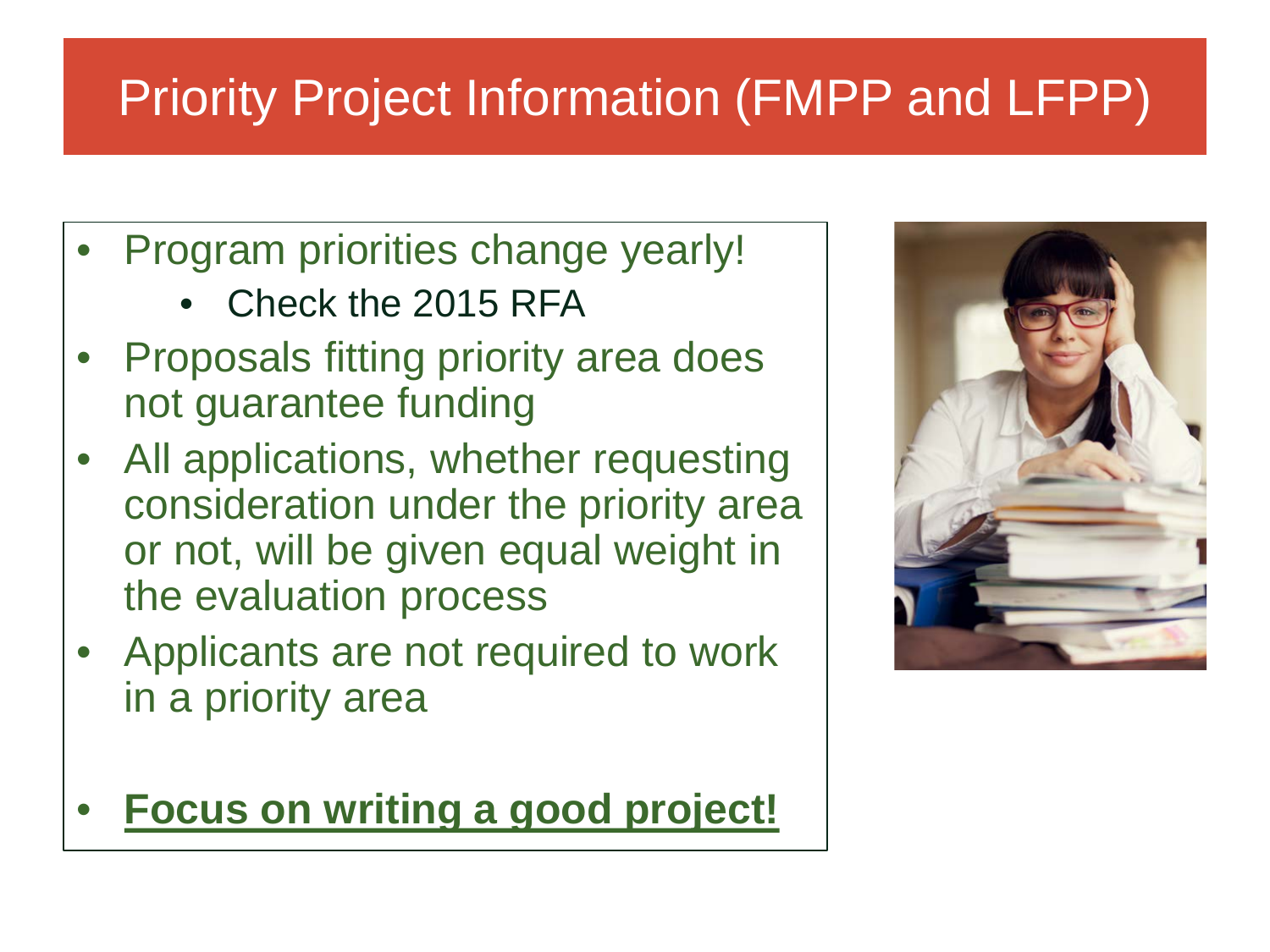# Priority Project Information (FMPP and LFPP)

- Program priorities change yearly!
  - Check the 2015 RFA
- Proposals fitting priority area does not guarantee funding
- All applications, whether requesting consideration under the priority area or not, will be given equal weight in the evaluation process
- Applicants are not required to work in a priority area
- **Focus on writing a good project!**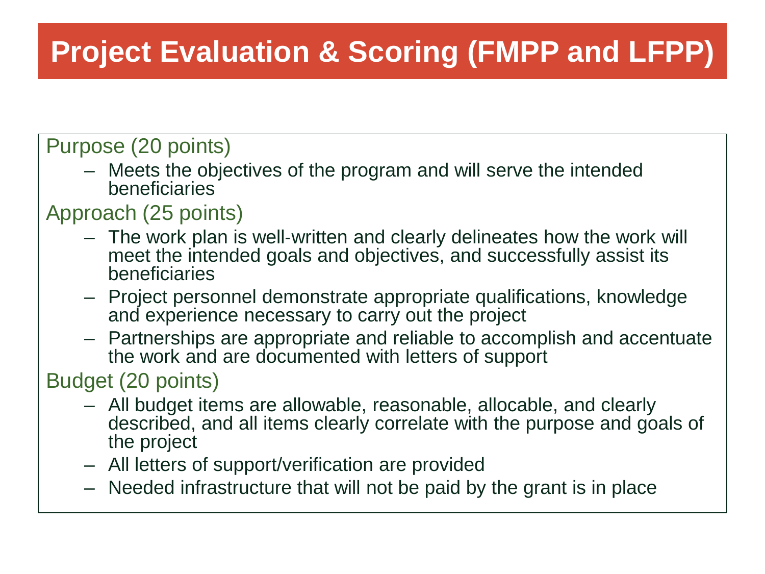# Project Evaluation & Scoring (FMPP and LFPP)

Purpose (20 points)

- Meets the objectives of the program and will serve the intended beneficiaries

Approach (25 points)

- The work plan is well-written and clearly delineates how the work will meet the intended goals and objectives, and successfully assist its beneficiaries
- Project personnel demonstrate appropriate qualifications, knowledge and experience necessary to carry out the project
- Partnerships are appropriate and reliable to accomplish and accentuate the work and are documented with letters of support

Budget (20 points)

- All budget items are allowable, reasonable, allocable, and clearly described, and all items clearly correlate with the purpose and goals of the project
- All letters of support/verification are provided
- Needed infrastructure that will not be paid by the grant is in place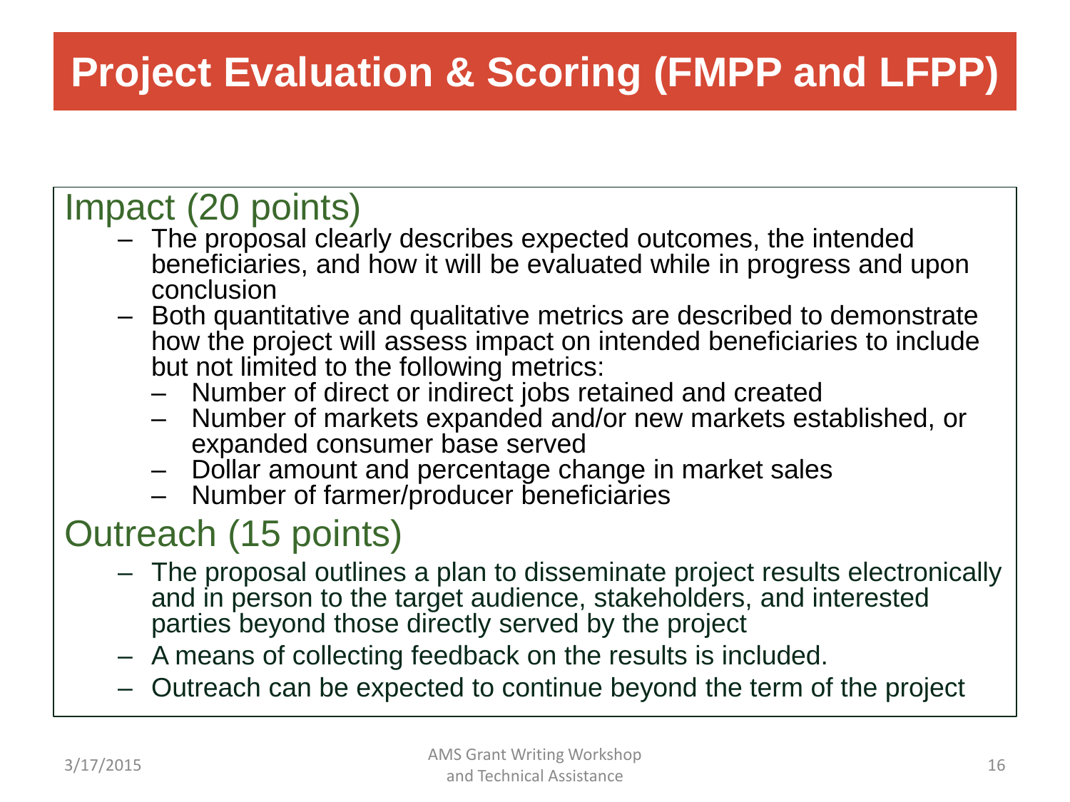# Project Evaluation & Scoring (FMPP and LFPP)

## Impact (20 points)

- The proposal clearly describes expected outcomes, the intended beneficiaries, and how it will be evaluated while in progress and upon conclusion
- Both quantitative and qualitative metrics are described to demonstrate how the project will assess impact on intended beneficiaries to include but not limited to the following metrics:
  - Number of direct or indirect jobs retained and created
  - Number of markets expanded and/or new markets established, or expanded consumer base served
  - Dollar amount and percentage change in market sales
  - Number of farmer/producer beneficiaries

## Outreach (15 points)

- The proposal outlines a plan to disseminate project results electronically and in person to the target audience, stakeholders, and interested parties beyond those directly served by the project
- A means of collecting feedback on the results is included.
- Outreach can be expected to continue beyond the term of the project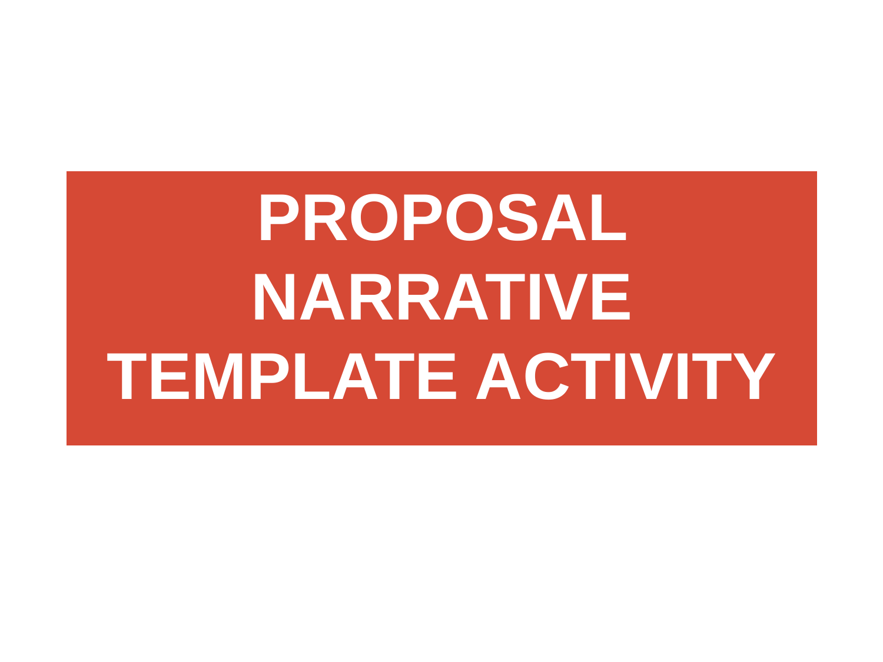# PROPOSAL NARRATIVE TEMPLATE ACTIVITY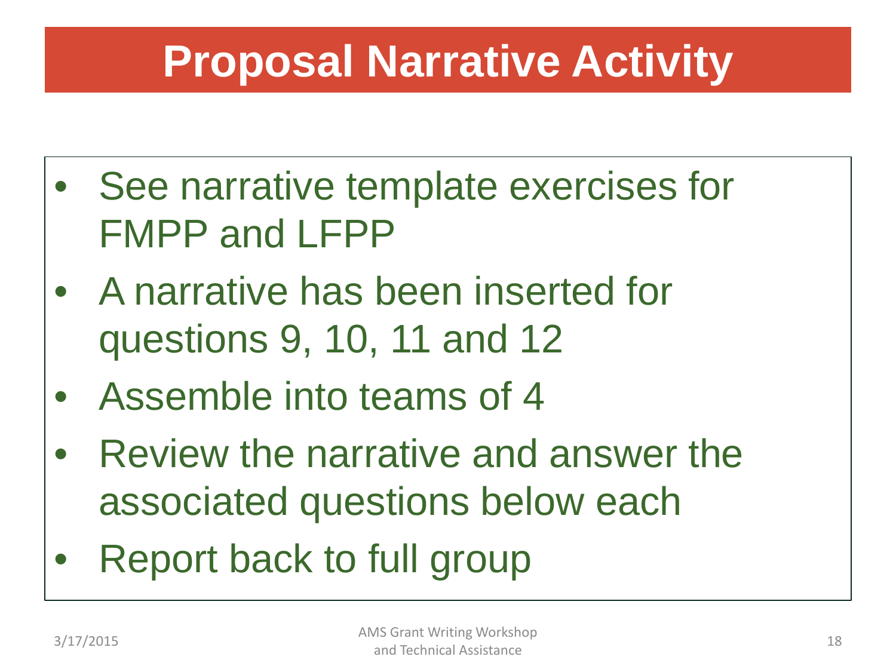# Proposal Narrative Activity

- See narrative template exercises for FMPP and LFPP
- A narrative has been inserted for questions 9, 10, 11 and 12
- Assemble into teams of 4
- Review the narrative and answer the associated questions below each
- Report back to full group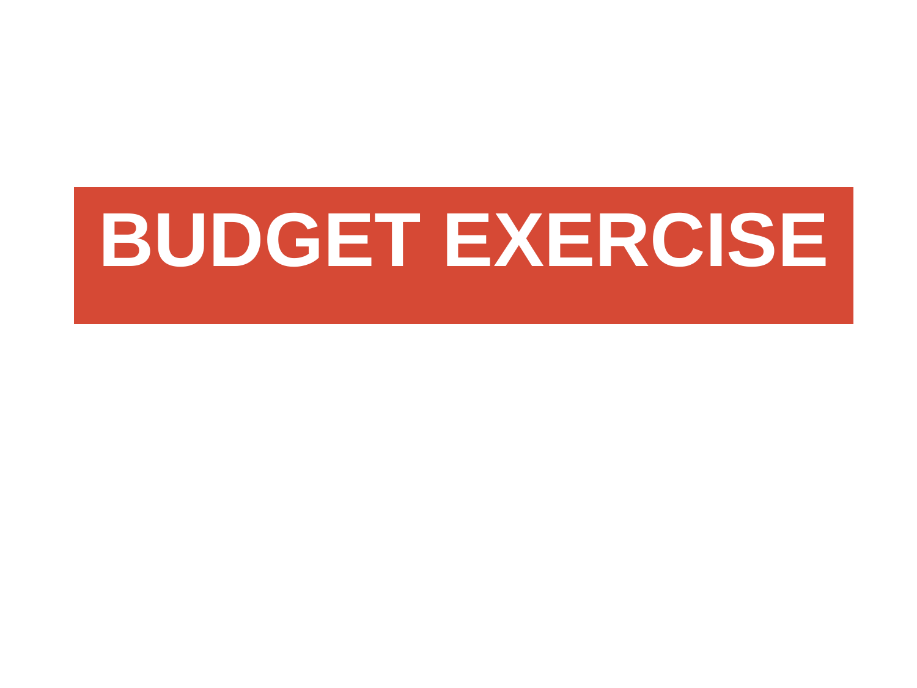# BUDGET EXERCISE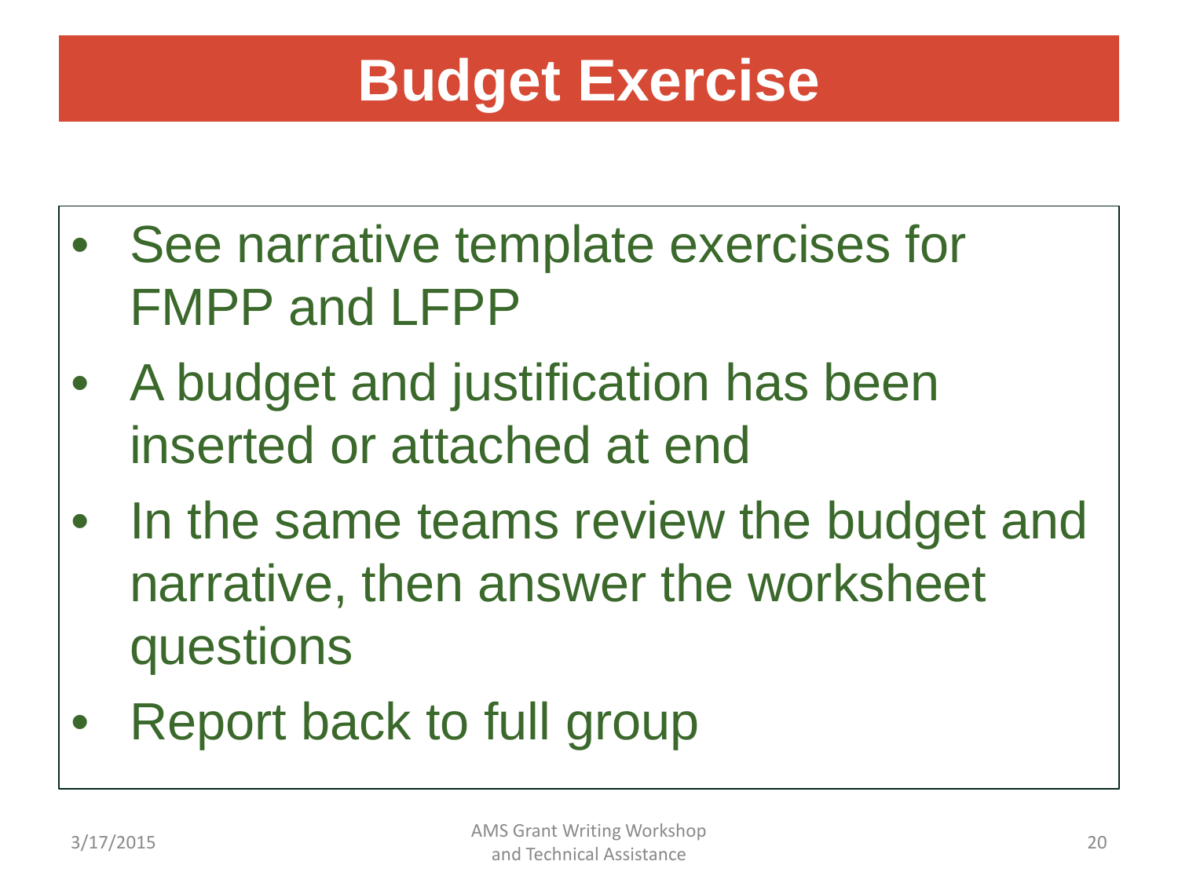# Budget Exercise

- See narrative template exercises for FMPP and LFPP
- A budget and justification has been inserted or attached at end
- In the same teams review the budget and narrative, then answer the worksheet questions
- Report back to full group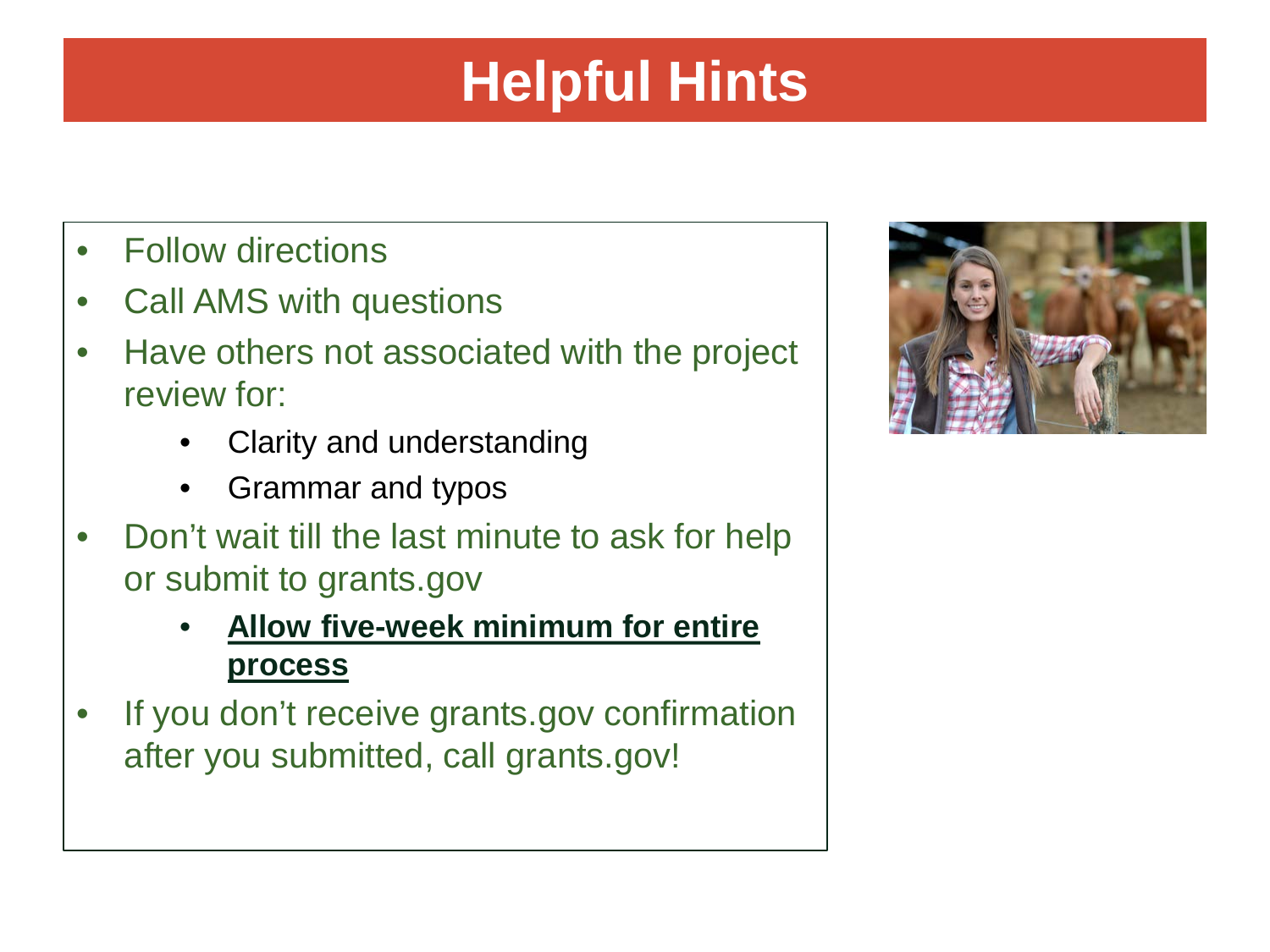# Helpful Hints

- Follow directions
- Call AMS with questions
- Have others not associated with the project review for:
    - Clarity and understanding
    - Grammar and typos
- Don't wait till the last minute to ask for help or submit to grants.gov
    - **Allow five-week minimum for entire process**
- If you don't receive grants.gov confirmation after you submitted, call grants.gov!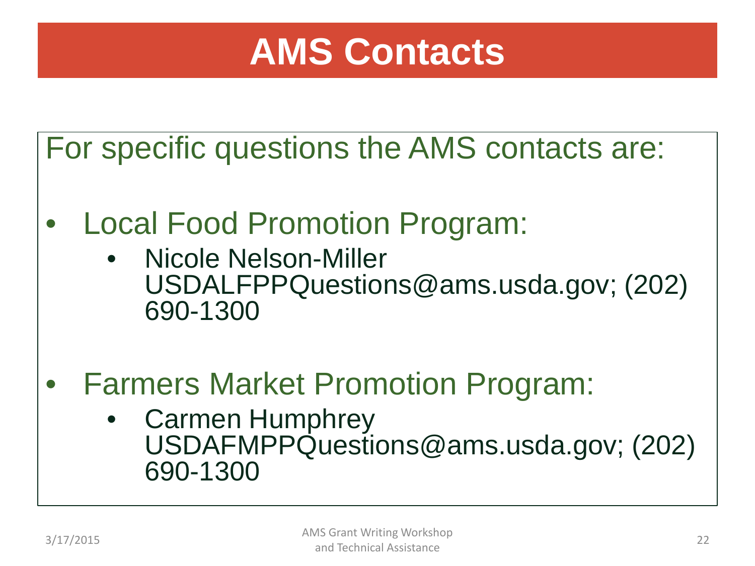# AMS Contacts

For specific questions the AMS contacts are:

- Local Food Promotion Program:
  - Nicole Nelson-Miller USDALFPPQuestions@ams.usda.gov; (202) 690-1300

- Farmers Market Promotion Program:
  - Carmen Humphrey USDAFMPPQuestions@ams.usda.gov; (202) 690-1300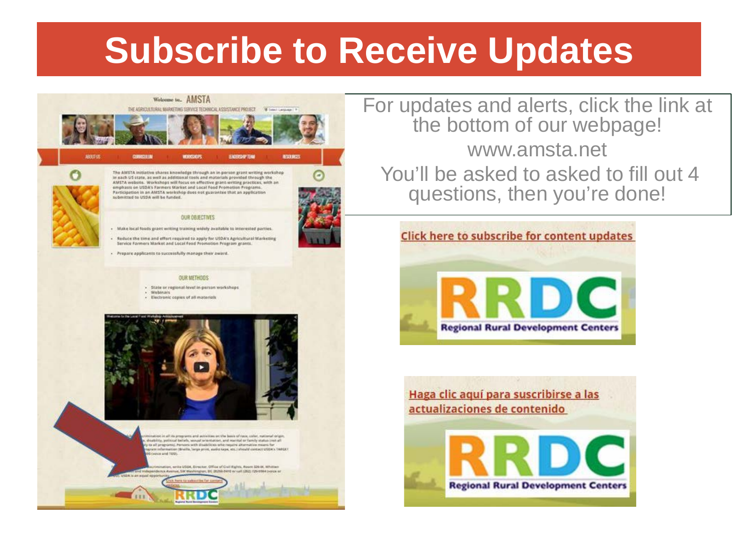# Subscribe to Receive Updates

For updates and alerts, click the link at the bottom of our webpage!

www.amsta.net

You'll be asked to asked to fill out 4 questions, then you're done!

Click here to subscribe for content updates

RRDC
Regional Rural Development Centers

Haga clic aquí para suscribirse a las actualizaciones de contenido

RRDC
Regional Rural Development Centers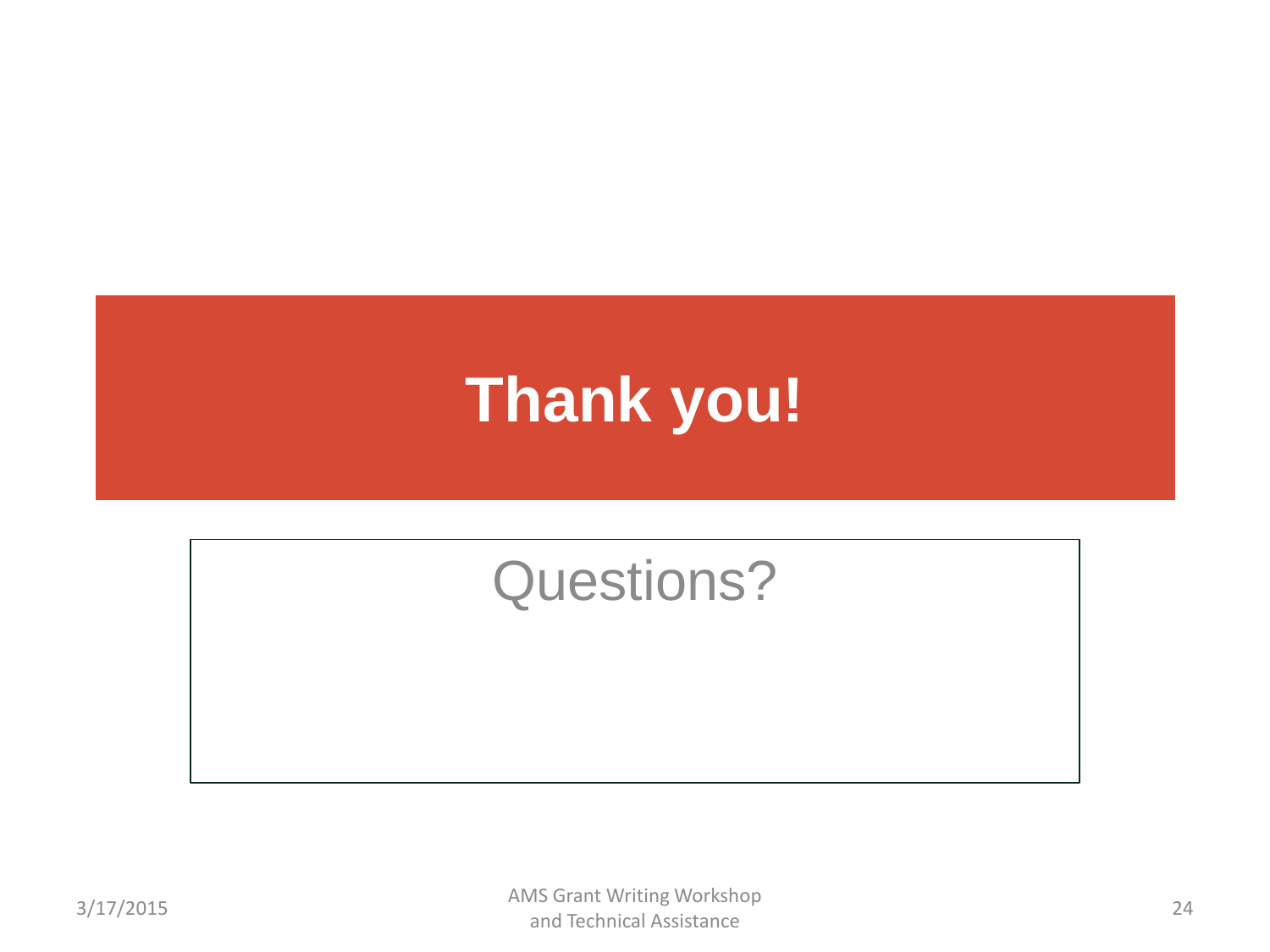# Thank you!

Questions?